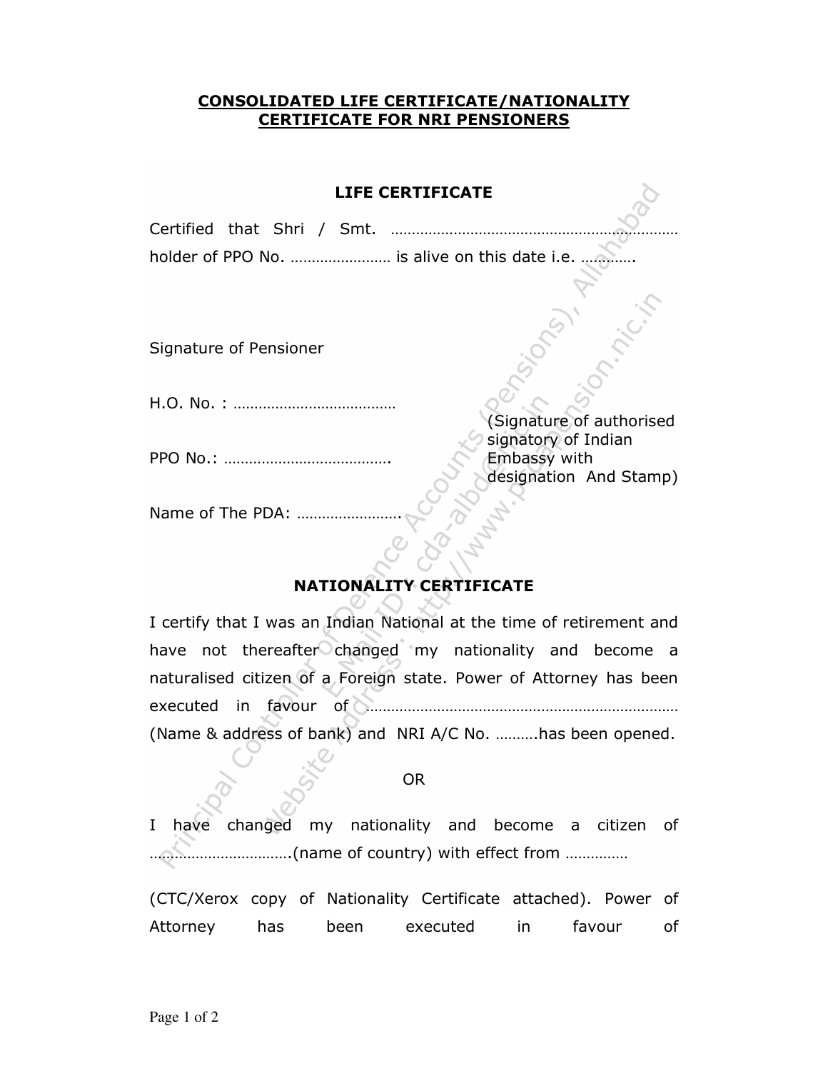**CONSOLIDATED LIFE CERTIFICATE/NATIONALITY CERTIFICATE FOR NRI PENSIONERS**

**LIFE CERTIFICATE**

Certified that Shri / Smt. ………………………………………………………… holder of PPO No. …………………… is alive on this date i.e. …………

Signature of Pensioner

H.O. No. : ………………………………

PPO No.: ……………………………….

Name of The PDA: …………………….

(Signature of authorised signatory of Indian Embassy with designation And Stamp)

**NATIONALITY CERTIFICATE**

I certify that I was an Indian National at the time of retirement and have not thereafter changed my nationality and become a naturalised citizen of a Foreign state. Power of Attorney has been executed in favour of …………………………………………………………… (Name & address of bank) and NRI A/C No. ……….has been opened.

OR

I have changed my nationality and become a citizen of ……………………………(name of country) with effect from …………..

(CTC/Xerox copy of Nationality Certificate attached). Power of Attorney has been executed in favour of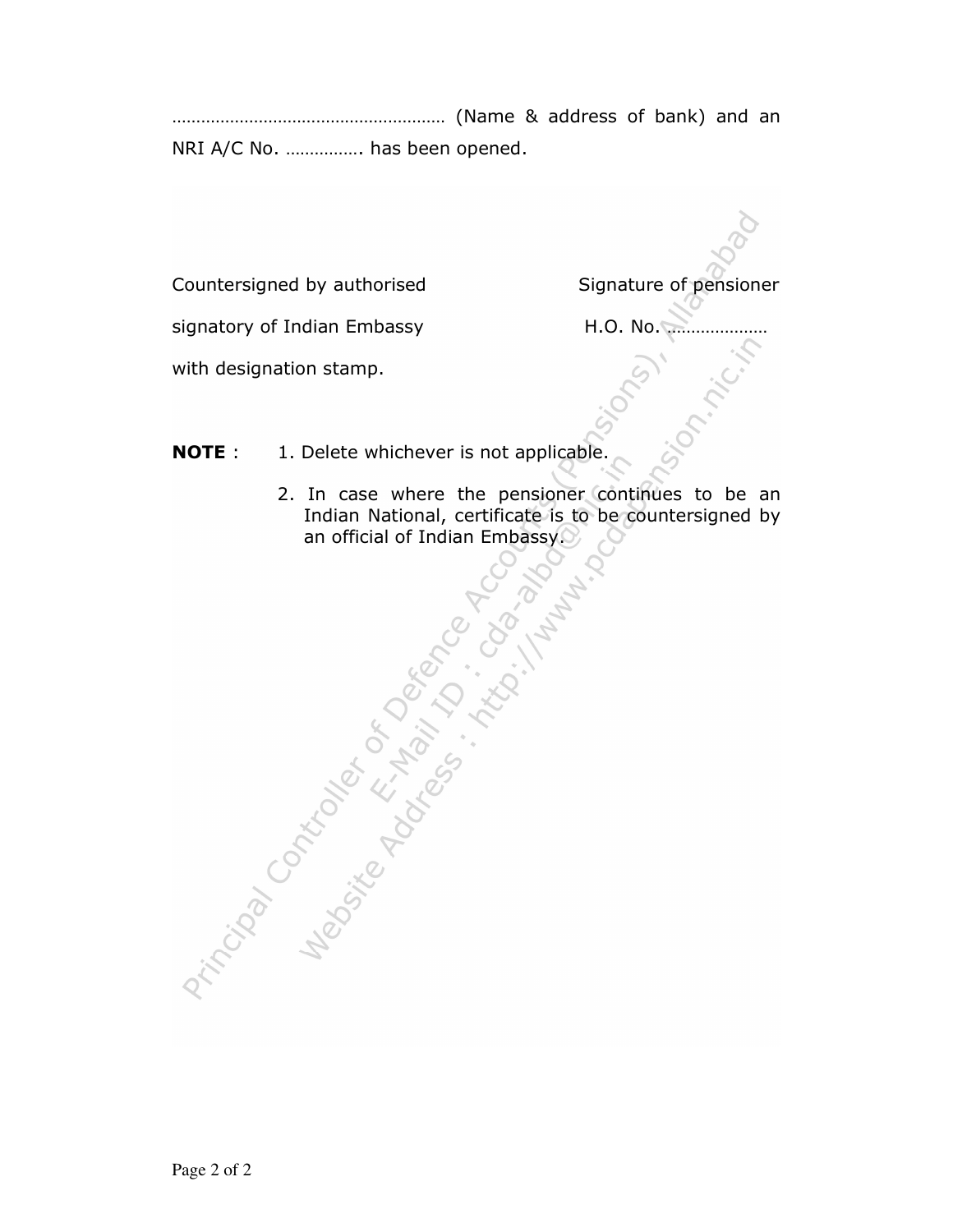……………………………………………… (Name & address of bank) and an NRI A/C No. ……………. has been opened.

| | |
|---|---|
| Countersigned by authorised signatory of Indian Embassy with designation stamp. | Signature of pensioner H.O. No. ……………… |

**NOTE** :

1. Delete whichever is not applicable.
2. In case where the pensioner continues to be an Indian National, certificate is to be countersigned by an official of Indian Embassy.